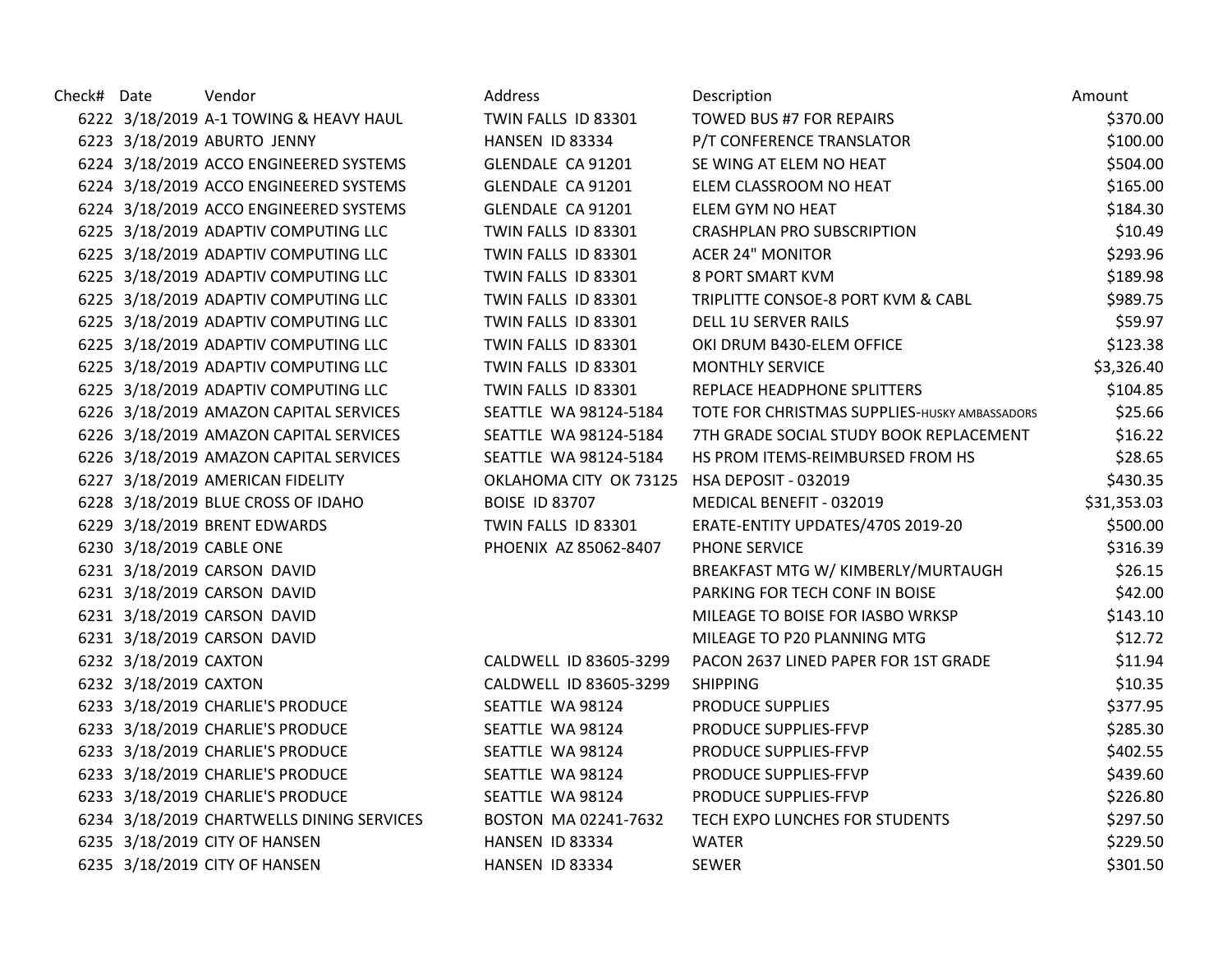| Check# | Date | Vendor | Address | Description | Amount |
|---|---|---|---|---|---|
| 6222 | 3/18/2019 | A-1 TOWING & HEAVY HAUL | TWIN FALLS ID 83301 | TOWED BUS #7 FOR REPAIRS | $370.00 |
| 6223 | 3/18/2019 | ABURTO JENNY | HANSEN ID 83334 | P/T CONFERENCE TRANSLATOR | $100.00 |
| 6224 | 3/18/2019 | ACCO ENGINEERED SYSTEMS | GLENDALE CA 91201 | SE WING AT ELEM NO HEAT | $504.00 |
| 6224 | 3/18/2019 | ACCO ENGINEERED SYSTEMS | GLENDALE CA 91201 | ELEM CLASSROOM NO HEAT | $165.00 |
| 6224 | 3/18/2019 | ACCO ENGINEERED SYSTEMS | GLENDALE CA 91201 | ELEM GYM NO HEAT | $184.30 |
| 6225 | 3/18/2019 | ADAPTIV COMPUTING LLC | TWIN FALLS ID 83301 | CRASHPLAN PRO SUBSCRIPTION | $10.49 |
| 6225 | 3/18/2019 | ADAPTIV COMPUTING LLC | TWIN FALLS ID 83301 | ACER 24" MONITOR | $293.96 |
| 6225 | 3/18/2019 | ADAPTIV COMPUTING LLC | TWIN FALLS ID 83301 | 8 PORT SMART KVM | $189.98 |
| 6225 | 3/18/2019 | ADAPTIV COMPUTING LLC | TWIN FALLS ID 83301 | TRIPLITTE CONSOE-8 PORT KVM & CABL | $989.75 |
| 6225 | 3/18/2019 | ADAPTIV COMPUTING LLC | TWIN FALLS ID 83301 | DELL 1U SERVER RAILS | $59.97 |
| 6225 | 3/18/2019 | ADAPTIV COMPUTING LLC | TWIN FALLS ID 83301 | OKI DRUM B430-ELEM OFFICE | $123.38 |
| 6225 | 3/18/2019 | ADAPTIV COMPUTING LLC | TWIN FALLS ID 83301 | MONTHLY SERVICE | $3,326.40 |
| 6225 | 3/18/2019 | ADAPTIV COMPUTING LLC | TWIN FALLS ID 83301 | REPLACE HEADPHONE SPLITTERS | $104.85 |
| 6226 | 3/18/2019 | AMAZON CAPITAL SERVICES | SEATTLE WA 98124-5184 | TOTE FOR CHRISTMAS SUPPLIES-HUSKY AMBASSADORS | $25.66 |
| 6226 | 3/18/2019 | AMAZON CAPITAL SERVICES | SEATTLE WA 98124-5184 | 7TH GRADE SOCIAL STUDY BOOK REPLACEMENT | $16.22 |
| 6226 | 3/18/2019 | AMAZON CAPITAL SERVICES | SEATTLE WA 98124-5184 | HS PROM ITEMS-REIMBURSED FROM HS | $28.65 |
| 6227 | 3/18/2019 | AMERICAN FIDELITY | OKLAHOMA CITY OK 73125 | HSA DEPOSIT - 032019 | $430.35 |
| 6228 | 3/18/2019 | BLUE CROSS OF IDAHO | BOISE ID 83707 | MEDICAL BENEFIT - 032019 | $31,353.03 |
| 6229 | 3/18/2019 | BRENT EDWARDS | TWIN FALLS ID 83301 | ERATE-ENTITY UPDATES/470S 2019-20 | $500.00 |
| 6230 | 3/18/2019 | CABLE ONE | PHOENIX AZ 85062-8407 | PHONE SERVICE | $316.39 |
| 6231 | 3/18/2019 | CARSON DAVID | | BREAKFAST MTG W/ KIMBERLY/MURTAUGH | $26.15 |
| 6231 | 3/18/2019 | CARSON DAVID | | PARKING FOR TECH CONF IN BOISE | $42.00 |
| 6231 | 3/18/2019 | CARSON DAVID | | MILEAGE TO BOISE FOR IASBO WRKSP | $143.10 |
| 6231 | 3/18/2019 | CARSON DAVID | | MILEAGE TO P20 PLANNING MTG | $12.72 |
| 6232 | 3/18/2019 | CAXTON | CALDWELL ID 83605-3299 | PACON 2637 LINED PAPER FOR 1ST GRADE | $11.94 |
| 6232 | 3/18/2019 | CAXTON | CALDWELL ID 83605-3299 | SHIPPING | $10.35 |
| 6233 | 3/18/2019 | CHARLIE'S PRODUCE | SEATTLE WA 98124 | PRODUCE SUPPLIES | $377.95 |
| 6233 | 3/18/2019 | CHARLIE'S PRODUCE | SEATTLE WA 98124 | PRODUCE SUPPLIES-FFVP | $285.30 |
| 6233 | 3/18/2019 | CHARLIE'S PRODUCE | SEATTLE WA 98124 | PRODUCE SUPPLIES-FFVP | $402.55 |
| 6233 | 3/18/2019 | CHARLIE'S PRODUCE | SEATTLE WA 98124 | PRODUCE SUPPLIES-FFVP | $439.60 |
| 6233 | 3/18/2019 | CHARLIE'S PRODUCE | SEATTLE WA 98124 | PRODUCE SUPPLIES-FFVP | $226.80 |
| 6234 | 3/18/2019 | CHARTWELLS DINING SERVICES | BOSTON MA 02241-7632 | TECH EXPO LUNCHES FOR STUDENTS | $297.50 |
| 6235 | 3/18/2019 | CITY OF HANSEN | HANSEN ID 83334 | WATER | $229.50 |
| 6235 | 3/18/2019 | CITY OF HANSEN | HANSEN ID 83334 | SEWER | $301.50 |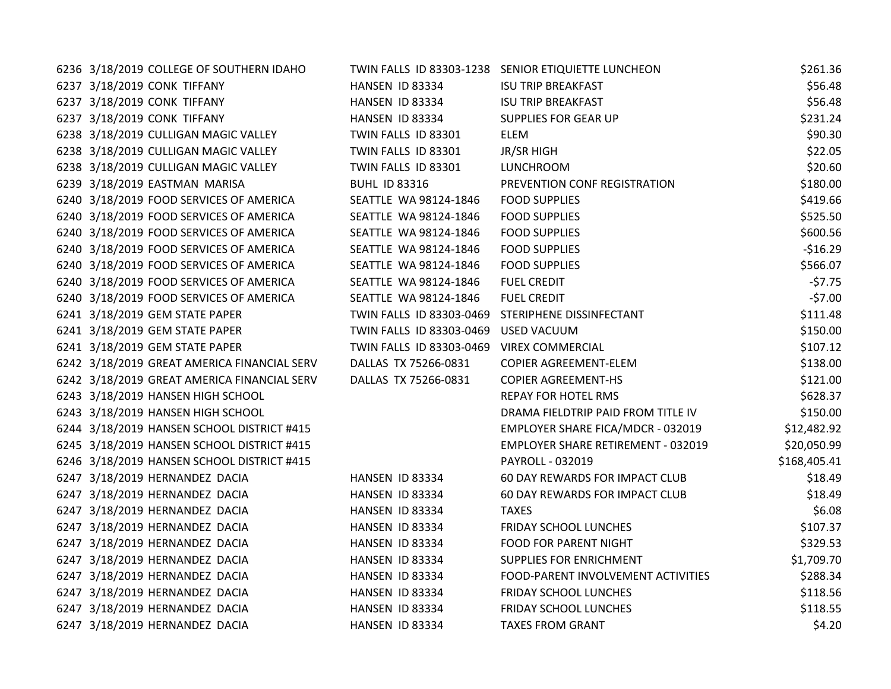| | | | | | |
|---|---|---|---|---|---|
| 6236 | 3/18/2019 | COLLEGE OF SOUTHERN IDAHO | TWIN FALLS ID 83303-1238 | SENIOR ETIQUIETTE LUNCHEON | $261.36 |
| 6237 | 3/18/2019 | CONK TIFFANY | HANSEN ID 83334 | ISU TRIP BREAKFAST | $56.48 |
| 6237 | 3/18/2019 | CONK TIFFANY | HANSEN ID 83334 | ISU TRIP BREAKFAST | $56.48 |
| 6237 | 3/18/2019 | CONK TIFFANY | HANSEN ID 83334 | SUPPLIES FOR GEAR UP | $231.24 |
| 6238 | 3/18/2019 | CULLIGAN MAGIC VALLEY | TWIN FALLS ID 83301 | ELEM | $90.30 |
| 6238 | 3/18/2019 | CULLIGAN MAGIC VALLEY | TWIN FALLS ID 83301 | JR/SR HIGH | $22.05 |
| 6238 | 3/18/2019 | CULLIGAN MAGIC VALLEY | TWIN FALLS ID 83301 | LUNCHROOM | $20.60 |
| 6239 | 3/18/2019 | EASTMAN MARISA | BUHL ID 83316 | PREVENTION CONF REGISTRATION | $180.00 |
| 6240 | 3/18/2019 | FOOD SERVICES OF AMERICA | SEATTLE WA 98124-1846 | FOOD SUPPLIES | $419.66 |
| 6240 | 3/18/2019 | FOOD SERVICES OF AMERICA | SEATTLE WA 98124-1846 | FOOD SUPPLIES | $525.50 |
| 6240 | 3/18/2019 | FOOD SERVICES OF AMERICA | SEATTLE WA 98124-1846 | FOOD SUPPLIES | $600.56 |
| 6240 | 3/18/2019 | FOOD SERVICES OF AMERICA | SEATTLE WA 98124-1846 | FOOD SUPPLIES | -$16.29 |
| 6240 | 3/18/2019 | FOOD SERVICES OF AMERICA | SEATTLE WA 98124-1846 | FOOD SUPPLIES | $566.07 |
| 6240 | 3/18/2019 | FOOD SERVICES OF AMERICA | SEATTLE WA 98124-1846 | FUEL CREDIT | -$7.75 |
| 6240 | 3/18/2019 | FOOD SERVICES OF AMERICA | SEATTLE WA 98124-1846 | FUEL CREDIT | -$7.00 |
| 6241 | 3/18/2019 | GEM STATE PAPER | TWIN FALLS ID 83303-0469 | STERIPHENE DISSINFECTANT | $111.48 |
| 6241 | 3/18/2019 | GEM STATE PAPER | TWIN FALLS ID 83303-0469 | USED VACUUM | $150.00 |
| 6241 | 3/18/2019 | GEM STATE PAPER | TWIN FALLS ID 83303-0469 | VIREX COMMERCIAL | $107.12 |
| 6242 | 3/18/2019 | GREAT AMERICA FINANCIAL SERV | DALLAS TX 75266-0831 | COPIER AGREEMENT-ELEM | $138.00 |
| 6242 | 3/18/2019 | GREAT AMERICA FINANCIAL SERV | DALLAS TX 75266-0831 | COPIER AGREEMENT-HS | $121.00 |
| 6243 | 3/18/2019 | HANSEN HIGH SCHOOL | | REPAY FOR HOTEL RMS | $628.37 |
| 6243 | 3/18/2019 | HANSEN HIGH SCHOOL | | DRAMA FIELDTRIP PAID FROM TITLE IV | $150.00 |
| 6244 | 3/18/2019 | HANSEN SCHOOL DISTRICT #415 | | EMPLOYER SHARE FICA/MDCR - 032019 | $12,482.92 |
| 6245 | 3/18/2019 | HANSEN SCHOOL DISTRICT #415 | | EMPLOYER SHARE RETIREMENT - 032019 | $20,050.99 |
| 6246 | 3/18/2019 | HANSEN SCHOOL DISTRICT #415 | | PAYROLL - 032019 | $168,405.41 |
| 6247 | 3/18/2019 | HERNANDEZ DACIA | HANSEN ID 83334 | 60 DAY REWARDS FOR IMPACT CLUB | $18.49 |
| 6247 | 3/18/2019 | HERNANDEZ DACIA | HANSEN ID 83334 | 60 DAY REWARDS FOR IMPACT CLUB | $18.49 |
| 6247 | 3/18/2019 | HERNANDEZ DACIA | HANSEN ID 83334 | TAXES | $6.08 |
| 6247 | 3/18/2019 | HERNANDEZ DACIA | HANSEN ID 83334 | FRIDAY SCHOOL LUNCHES | $107.37 |
| 6247 | 3/18/2019 | HERNANDEZ DACIA | HANSEN ID 83334 | FOOD FOR PARENT NIGHT | $329.53 |
| 6247 | 3/18/2019 | HERNANDEZ DACIA | HANSEN ID 83334 | SUPPLIES FOR ENRICHMENT | $1,709.70 |
| 6247 | 3/18/2019 | HERNANDEZ DACIA | HANSEN ID 83334 | FOOD-PARENT INVOLVEMENT ACTIVITIES | $288.34 |
| 6247 | 3/18/2019 | HERNANDEZ DACIA | HANSEN ID 83334 | FRIDAY SCHOOL LUNCHES | $118.56 |
| 6247 | 3/18/2019 | HERNANDEZ DACIA | HANSEN ID 83334 | FRIDAY SCHOOL LUNCHES | $118.55 |
| 6247 | 3/18/2019 | HERNANDEZ DACIA | HANSEN ID 83334 | TAXES FROM GRANT | $4.20 |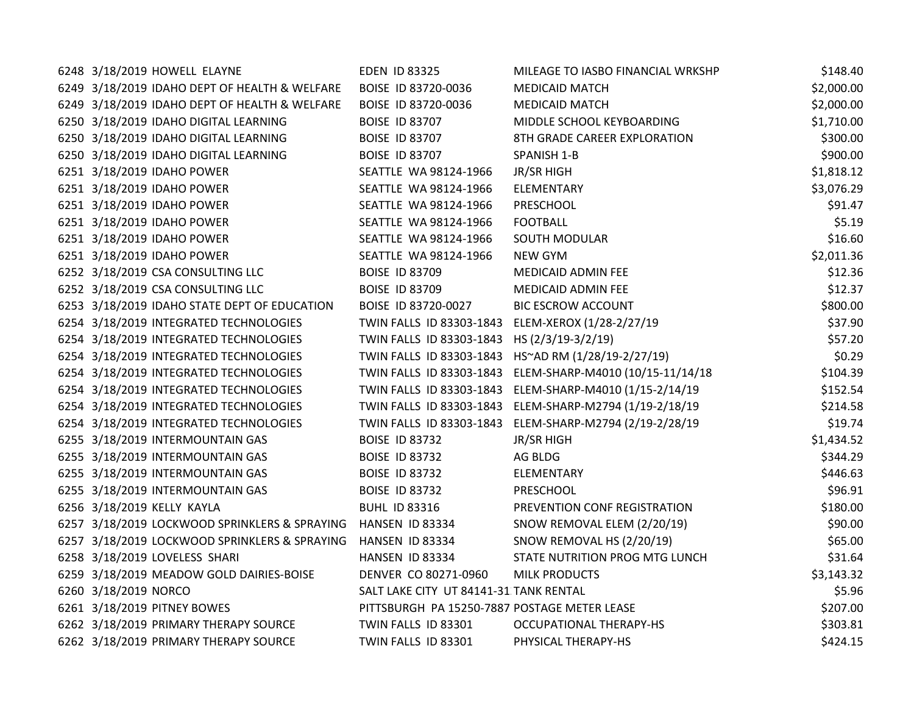| | | | | | |
|---|---|---|---|---|---|
| 6248 | 3/18/2019 | HOWELL ELAYNE | EDEN ID 83325 | MILEAGE TO IASBO FINANCIAL WRKSHP | $148.40 |
| 6249 | 3/18/2019 | IDAHO DEPT OF HEALTH & WELFARE | BOISE ID 83720-0036 | MEDICAID MATCH | $2,000.00 |
| 6249 | 3/18/2019 | IDAHO DEPT OF HEALTH & WELFARE | BOISE ID 83720-0036 | MEDICAID MATCH | $2,000.00 |
| 6250 | 3/18/2019 | IDAHO DIGITAL LEARNING | BOISE ID 83707 | MIDDLE SCHOOL KEYBOARDING | $1,710.00 |
| 6250 | 3/18/2019 | IDAHO DIGITAL LEARNING | BOISE ID 83707 | 8TH GRADE CAREER EXPLORATION | $300.00 |
| 6250 | 3/18/2019 | IDAHO DIGITAL LEARNING | BOISE ID 83707 | SPANISH 1-B | $900.00 |
| 6251 | 3/18/2019 | IDAHO POWER | SEATTLE WA 98124-1966 | JR/SR HIGH | $1,818.12 |
| 6251 | 3/18/2019 | IDAHO POWER | SEATTLE WA 98124-1966 | ELEMENTARY | $3,076.29 |
| 6251 | 3/18/2019 | IDAHO POWER | SEATTLE WA 98124-1966 | PRESCHOOL | $91.47 |
| 6251 | 3/18/2019 | IDAHO POWER | SEATTLE WA 98124-1966 | FOOTBALL | $5.19 |
| 6251 | 3/18/2019 | IDAHO POWER | SEATTLE WA 98124-1966 | SOUTH MODULAR | $16.60 |
| 6251 | 3/18/2019 | IDAHO POWER | SEATTLE WA 98124-1966 | NEW GYM | $2,011.36 |
| 6252 | 3/18/2019 | CSA CONSULTING LLC | BOISE ID 83709 | MEDICAID ADMIN FEE | $12.36 |
| 6252 | 3/18/2019 | CSA CONSULTING LLC | BOISE ID 83709 | MEDICAID ADMIN FEE | $12.37 |
| 6253 | 3/18/2019 | IDAHO STATE DEPT OF EDUCATION | BOISE ID 83720-0027 | BIC ESCROW ACCOUNT | $800.00 |
| 6254 | 3/18/2019 | INTEGRATED TECHNOLOGIES | TWIN FALLS ID 83303-1843 | ELEM-XEROX (1/28-2/27/19 | $37.90 |
| 6254 | 3/18/2019 | INTEGRATED TECHNOLOGIES | TWIN FALLS ID 83303-1843 | HS (2/3/19-3/2/19) | $57.20 |
| 6254 | 3/18/2019 | INTEGRATED TECHNOLOGIES | TWIN FALLS ID 83303-1843 | HS~AD RM (1/28/19-2/27/19) | $0.29 |
| 6254 | 3/18/2019 | INTEGRATED TECHNOLOGIES | TWIN FALLS ID 83303-1843 | ELEM-SHARP-M4010 (10/15-11/14/18 | $104.39 |
| 6254 | 3/18/2019 | INTEGRATED TECHNOLOGIES | TWIN FALLS ID 83303-1843 | ELEM-SHARP-M4010 (1/15-2/14/19 | $152.54 |
| 6254 | 3/18/2019 | INTEGRATED TECHNOLOGIES | TWIN FALLS ID 83303-1843 | ELEM-SHARP-M2794 (1/19-2/18/19 | $214.58 |
| 6254 | 3/18/2019 | INTEGRATED TECHNOLOGIES | TWIN FALLS ID 83303-1843 | ELEM-SHARP-M2794 (2/19-2/28/19 | $19.74 |
| 6255 | 3/18/2019 | INTERMOUNTAIN GAS | BOISE ID 83732 | JR/SR HIGH | $1,434.52 |
| 6255 | 3/18/2019 | INTERMOUNTAIN GAS | BOISE ID 83732 | AG BLDG | $344.29 |
| 6255 | 3/18/2019 | INTERMOUNTAIN GAS | BOISE ID 83732 | ELEMENTARY | $446.63 |
| 6255 | 3/18/2019 | INTERMOUNTAIN GAS | BOISE ID 83732 | PRESCHOOL | $96.91 |
| 6256 | 3/18/2019 | KELLY KAYLA | BUHL ID 83316 | PREVENTION CONF REGISTRATION | $180.00 |
| 6257 | 3/18/2019 | LOCKWOOD SPRINKLERS & SPRAYING | HANSEN ID 83334 | SNOW REMOVAL ELEM (2/20/19) | $90.00 |
| 6257 | 3/18/2019 | LOCKWOOD SPRINKLERS & SPRAYING | HANSEN ID 83334 | SNOW REMOVAL HS (2/20/19) | $65.00 |
| 6258 | 3/18/2019 | LOVELESS SHARI | HANSEN ID 83334 | STATE NUTRITION PROG MTG LUNCH | $31.64 |
| 6259 | 3/18/2019 | MEADOW GOLD DAIRIES-BOISE | DENVER CO 80271-0960 | MILK PRODUCTS | $3,143.32 |
| 6260 | 3/18/2019 | NORCO | SALT LAKE CITY UT 84141-31 | TANK RENTAL | $5.96 |
| 6261 | 3/18/2019 | PITNEY BOWES | PITTSBURGH PA 15250-7887 | POSTAGE METER LEASE | $207.00 |
| 6262 | 3/18/2019 | PRIMARY THERAPY SOURCE | TWIN FALLS ID 83301 | OCCUPATIONAL THERAPY-HS | $303.81 |
| 6262 | 3/18/2019 | PRIMARY THERAPY SOURCE | TWIN FALLS ID 83301 | PHYSICAL THERAPY-HS | $424.15 |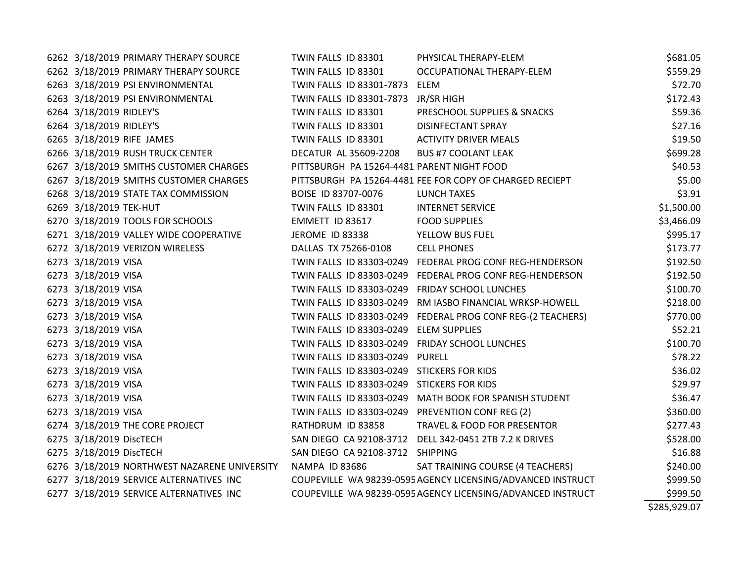| | | | | | |
|---|---|---|---|---|---|
| 6262 | 3/18/2019 | PRIMARY THERAPY SOURCE | TWIN FALLS ID 83301 | PHYSICAL THERAPY-ELEM | $681.05 |
| 6262 | 3/18/2019 | PRIMARY THERAPY SOURCE | TWIN FALLS ID 83301 | OCCUPATIONAL THERAPY-ELEM | $559.29 |
| 6263 | 3/18/2019 | PSI ENVIRONMENTAL | TWIN FALLS ID 83301-7873 | ELEM | $72.70 |
| 6263 | 3/18/2019 | PSI ENVIRONMENTAL | TWIN FALLS ID 83301-7873 | JR/SR HIGH | $172.43 |
| 6264 | 3/18/2019 | RIDLEY'S | TWIN FALLS ID 83301 | PRESCHOOL SUPPLIES & SNACKS | $59.36 |
| 6264 | 3/18/2019 | RIDLEY'S | TWIN FALLS ID 83301 | DISINFECTANT SPRAY | $27.16 |
| 6265 | 3/18/2019 | RIFE JAMES | TWIN FALLS ID 83301 | ACTIVITY DRIVER MEALS | $19.50 |
| 6266 | 3/18/2019 | RUSH TRUCK CENTER | DECATUR AL 35609-2208 | BUS #7 COOLANT LEAK | $699.28 |
| 6267 | 3/18/2019 | SMITHS CUSTOMER CHARGES | PITTSBURGH PA 15264-4481 | PARENT NIGHT FOOD | $40.53 |
| 6267 | 3/18/2019 | SMITHS CUSTOMER CHARGES | PITTSBURGH PA 15264-4481 | FEE FOR COPY OF CHARGED RECIEPT | $5.00 |
| 6268 | 3/18/2019 | STATE TAX COMMISSION | BOISE ID 83707-0076 | LUNCH TAXES | $3.91 |
| 6269 | 3/18/2019 | TEK-HUT | TWIN FALLS ID 83301 | INTERNET SERVICE | $1,500.00 |
| 6270 | 3/18/2019 | TOOLS FOR SCHOOLS | EMMETT ID 83617 | FOOD SUPPLIES | $3,466.09 |
| 6271 | 3/18/2019 | VALLEY WIDE COOPERATIVE | JEROME ID 83338 | YELLOW BUS FUEL | $995.17 |
| 6272 | 3/18/2019 | VERIZON WIRELESS | DALLAS TX 75266-0108 | CELL PHONES | $173.77 |
| 6273 | 3/18/2019 | VISA | TWIN FALLS ID 83303-0249 | FEDERAL PROG CONF REG-HENDERSON | $192.50 |
| 6273 | 3/18/2019 | VISA | TWIN FALLS ID 83303-0249 | FEDERAL PROG CONF REG-HENDERSON | $192.50 |
| 6273 | 3/18/2019 | VISA | TWIN FALLS ID 83303-0249 | FRIDAY SCHOOL LUNCHES | $100.70 |
| 6273 | 3/18/2019 | VISA | TWIN FALLS ID 83303-0249 | RM IASBO FINANCIAL WRKSP-HOWELL | $218.00 |
| 6273 | 3/18/2019 | VISA | TWIN FALLS ID 83303-0249 | FEDERAL PROG CONF REG-(2 TEACHERS) | $770.00 |
| 6273 | 3/18/2019 | VISA | TWIN FALLS ID 83303-0249 | ELEM SUPPLIES | $52.21 |
| 6273 | 3/18/2019 | VISA | TWIN FALLS ID 83303-0249 | FRIDAY SCHOOL LUNCHES | $100.70 |
| 6273 | 3/18/2019 | VISA | TWIN FALLS ID 83303-0249 | PURELL | $78.22 |
| 6273 | 3/18/2019 | VISA | TWIN FALLS ID 83303-0249 | STICKERS FOR KIDS | $36.02 |
| 6273 | 3/18/2019 | VISA | TWIN FALLS ID 83303-0249 | STICKERS FOR KIDS | $29.97 |
| 6273 | 3/18/2019 | VISA | TWIN FALLS ID 83303-0249 | MATH BOOK FOR SPANISH STUDENT | $36.47 |
| 6273 | 3/18/2019 | VISA | TWIN FALLS ID 83303-0249 | PREVENTION CONF REG (2) | $360.00 |
| 6274 | 3/18/2019 | THE CORE PROJECT | RATHDRUM ID 83858 | TRAVEL & FOOD FOR PRESENTOR | $277.43 |
| 6275 | 3/18/2019 | DiscTECH | SAN DIEGO CA 92108-3712 | DELL 342-0451 2TB 7.2 K DRIVES | $528.00 |
| 6275 | 3/18/2019 | DiscTECH | SAN DIEGO CA 92108-3712 | SHIPPING | $16.88 |
| 6276 | 3/18/2019 | NORTHWEST NAZARENE UNIVERSITY | NAMPA ID 83686 | SAT TRAINING COURSE (4 TEACHERS) | $240.00 |
| 6277 | 3/18/2019 | SERVICE ALTERNATIVES INC | COUPEVILLE WA 98239-0595 | AGENCY LICENSING/ADVANCED INSTRUCT | $999.50 |
| 6277 | 3/18/2019 | SERVICE ALTERNATIVES INC | COUPEVILLE WA 98239-0595 | AGENCY LICENSING/ADVANCED INSTRUCT | $999.50 |
| | | | | | $285,929.07 |